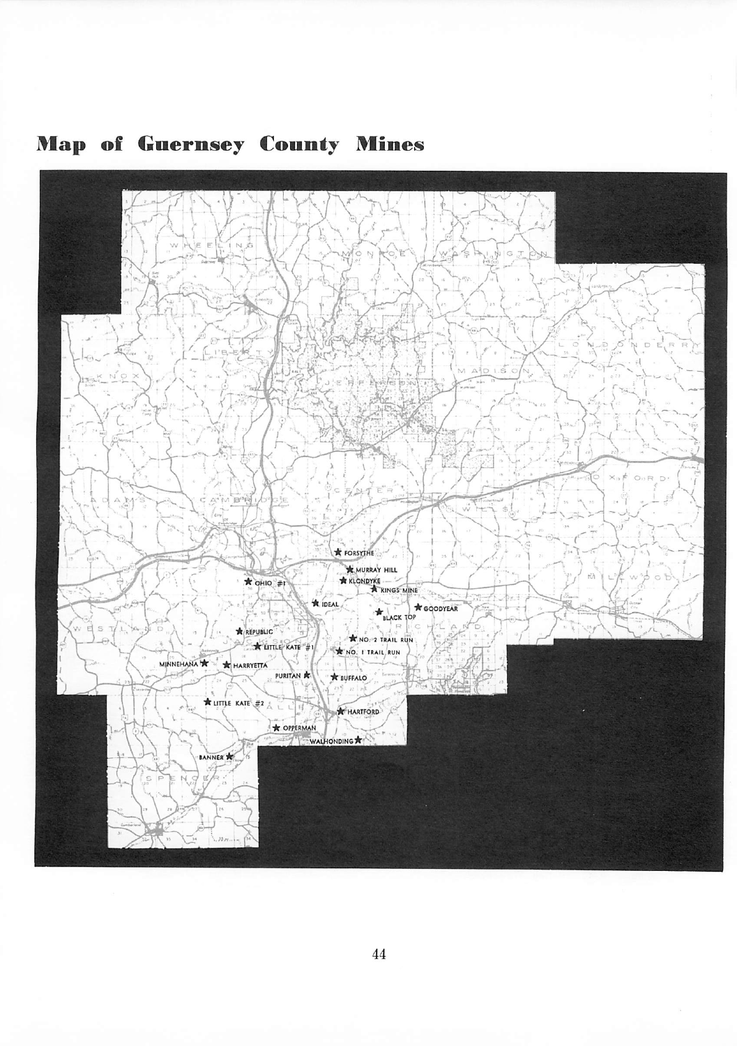# Map of Guernsey County Mines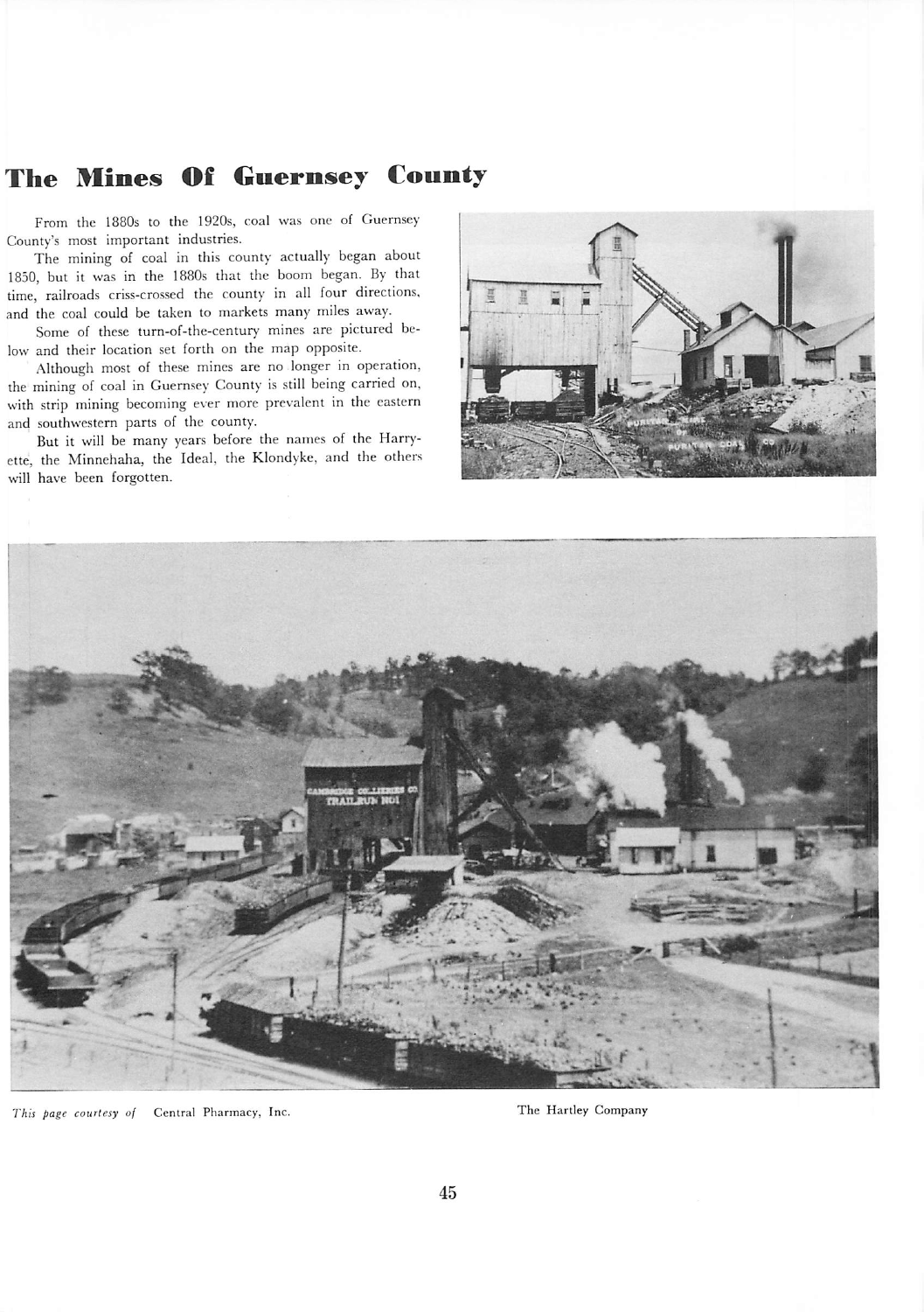# The Mines Of Guernsey County

From the 1880s to the 1920s, coal was one of Guernsey County's most important industries.

The mining of coal in this county actually began about 1850, but it was in the 1880s that the boom began. By that time, railroads criss-crossed the county in all four directions, and the coal could be taken to markets many miles away.

Some of these turn-of-the-century mines are pictured below and their location set forth on the map opposite.

Although most of these mines are no longer in operation, the mining of coal in Guernsey County is still being carried on, with strip mining becoming ever more prevalent in the eastern and southwestern parts of the county.

But it will be many years before the names of the Harryette, the Minnehaha, the Ideal, the Klondyke, and the others will have been forgotten.

*This page courtesy of* Central Pharmacy, Inc. The Hartley Company